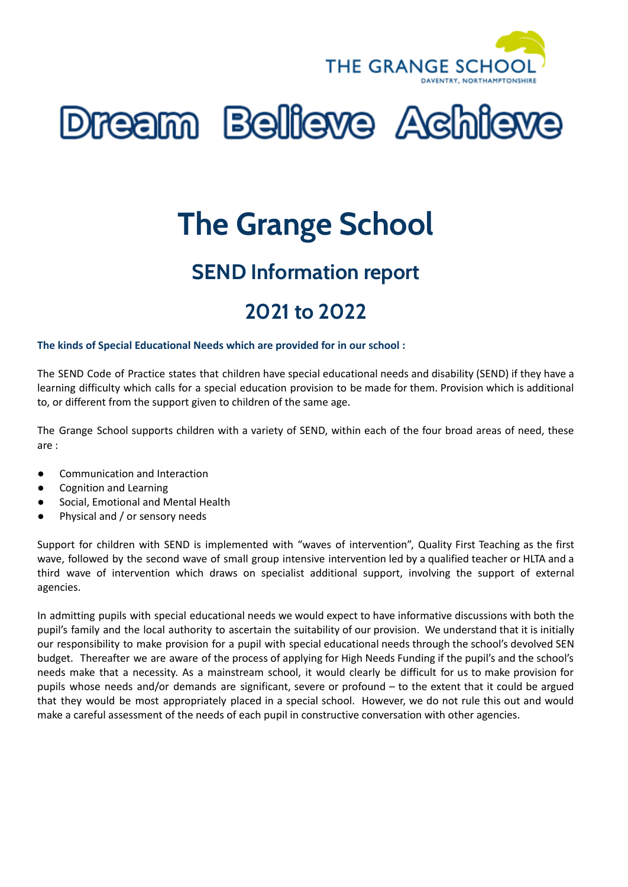THE GRANGE SCHOOL
DAVENTRY, NORTHAMPTONSHIRE

Dream Believe Achieve

# The Grange School

## SEND Information report

## 2021 to 2022

**The kinds of Special Educational Needs which are provided for in our school :**

The SEND Code of Practice states that children have special educational needs and disability (SEND) if they have a learning difficulty which calls for a special education provision to be made for them. Provision which is additional to, or different from the support given to children of the same age.

The Grange School supports children with a variety of SEND, within each of the four broad areas of need, these are :

- Communication and Interaction
- Cognition and Learning
- Social, Emotional and Mental Health
- Physical and / or sensory needs

Support for children with SEND is implemented with "waves of intervention", Quality First Teaching as the first wave, followed by the second wave of small group intensive intervention led by a qualified teacher or HLTA and a third wave of intervention which draws on specialist additional support, involving the support of external agencies.

In admitting pupils with special educational needs we would expect to have informative discussions with both the pupil's family and the local authority to ascertain the suitability of our provision. We understand that it is initially our responsibility to make provision for a pupil with special educational needs through the school's devolved SEN budget. Thereafter we are aware of the process of applying for High Needs Funding if the pupil's and the school's needs make that a necessity. As a mainstream school, it would clearly be difficult for us to make provision for pupils whose needs and/or demands are significant, severe or profound – to the extent that it could be argued that they would be most appropriately placed in a special school. However, we do not rule this out and would make a careful assessment of the needs of each pupil in constructive conversation with other agencies.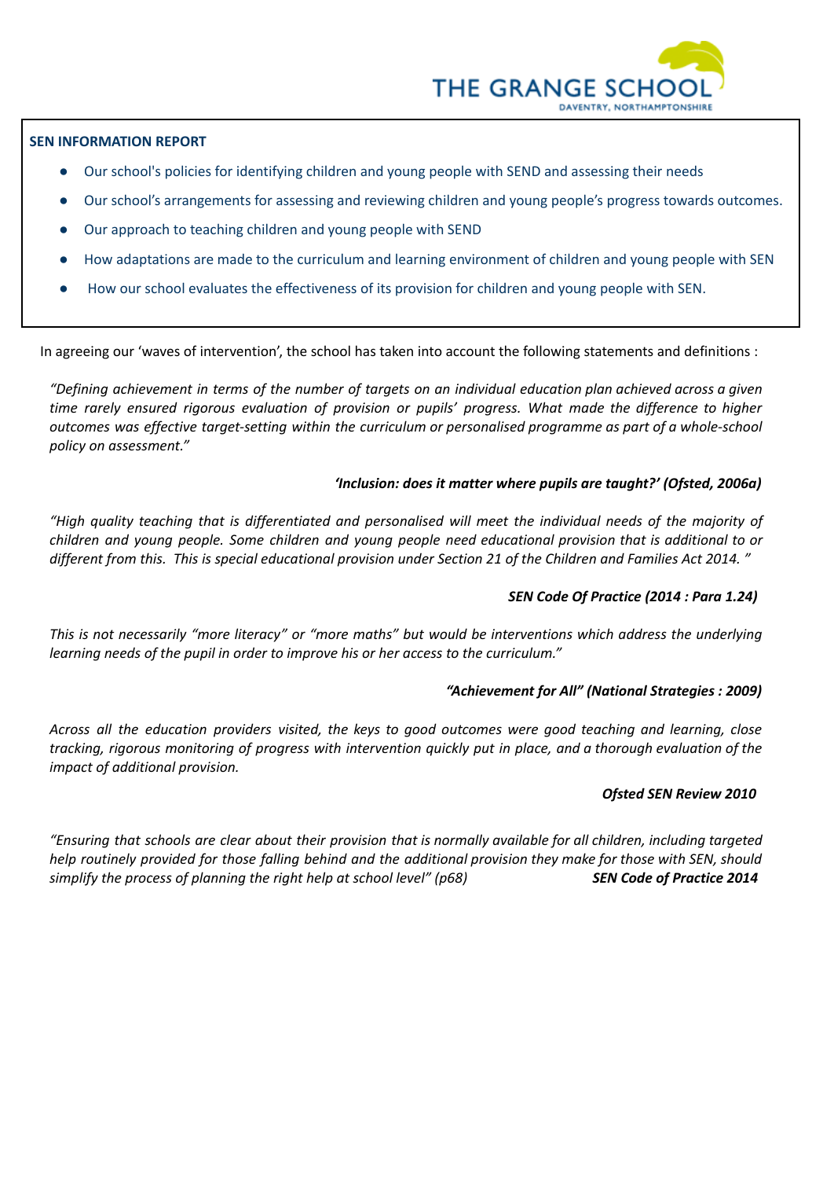**SEN INFORMATION REPORT**

- Our school's policies for identifying children and young people with SEND and assessing their needs
- Our school's arrangements for assessing and reviewing children and young people's progress towards outcomes.
- Our approach to teaching children and young people with SEND
- How adaptations are made to the curriculum and learning environment of children and young people with SEN
- How our school evaluates the effectiveness of its provision for children and young people with SEN.

In agreeing our 'waves of intervention', the school has taken into account the following statements and definitions :

*"Defining achievement in terms of the number of targets on an individual education plan achieved across a given time rarely ensured rigorous evaluation of provision or pupils' progress. What made the difference to higher outcomes was effective target-setting within the curriculum or personalised programme as part of a whole-school policy on assessment."*

***'Inclusion: does it matter where pupils are taught?' (Ofsted, 2006a)***

*"High quality teaching that is differentiated and personalised will meet the individual needs of the majority of children and young people. Some children and young people need educational provision that is additional to or different from this. This is special educational provision under Section 21 of the Children and Families Act 2014. "*

***SEN Code Of Practice (2014 : Para 1.24)***

*This is not necessarily "more literacy" or "more maths" but would be interventions which address the underlying learning needs of the pupil in order to improve his or her access to the curriculum."*

***"Achievement for All" (National Strategies : 2009)***

*Across all the education providers visited, the keys to good outcomes were good teaching and learning, close tracking, rigorous monitoring of progress with intervention quickly put in place, and a thorough evaluation of the impact of additional provision.*

***Ofsted SEN Review 2010***

*"Ensuring that schools are clear about their provision that is normally available for all children, including targeted help routinely provided for those falling behind and the additional provision they make for those with SEN, should simplify the process of planning the right help at school level" (p68)* ***SEN Code of Practice 2014***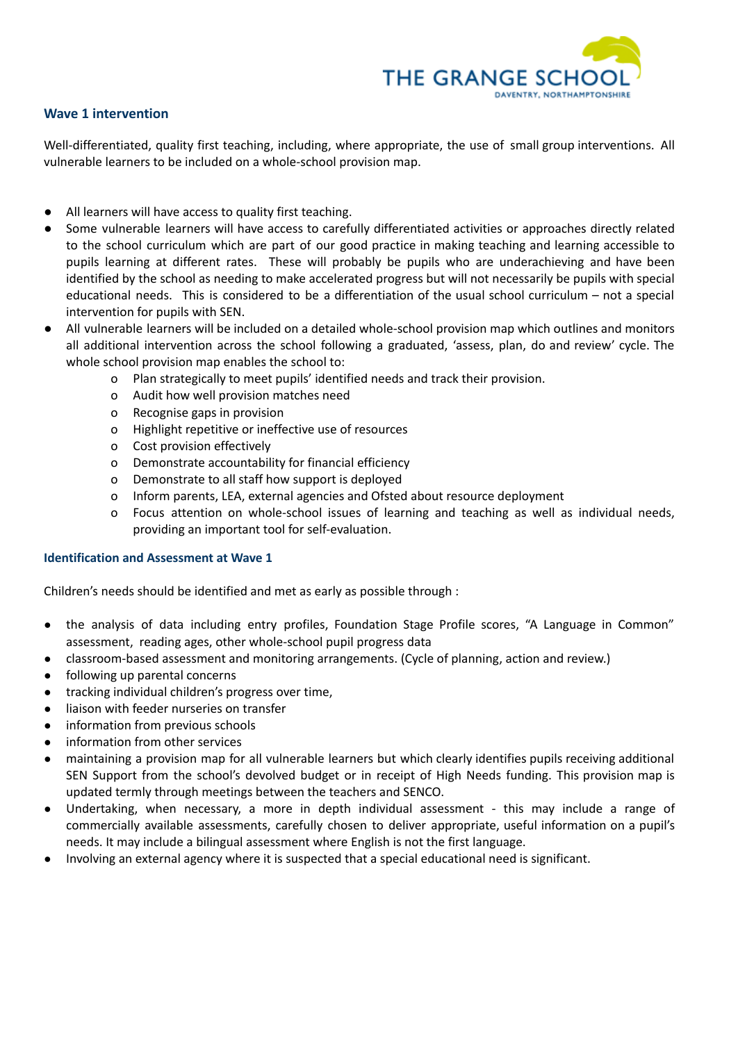### Wave 1 intervention

Well-differentiated, quality first teaching, including, where appropriate, the use of small group interventions. All vulnerable learners to be included on a whole-school provision map.

- All learners will have access to quality first teaching.
- Some vulnerable learners will have access to carefully differentiated activities or approaches directly related to the school curriculum which are part of our good practice in making teaching and learning accessible to pupils learning at different rates. These will probably be pupils who are underachieving and have been identified by the school as needing to make accelerated progress but will not necessarily be pupils with special educational needs. This is considered to be a differentiation of the usual school curriculum – not a special intervention for pupils with SEN.
- All vulnerable learners will be included on a detailed whole-school provision map which outlines and monitors all additional intervention across the school following a graduated, 'assess, plan, do and review' cycle. The whole school provision map enables the school to:
    - Plan strategically to meet pupils' identified needs and track their provision.
    - Audit how well provision matches need
    - Recognise gaps in provision
    - Highlight repetitive or ineffective use of resources
    - Cost provision effectively
    - Demonstrate accountability for financial efficiency
    - Demonstrate to all staff how support is deployed
    - Inform parents, LEA, external agencies and Ofsted about resource deployment
    - Focus attention on whole-school issues of learning and teaching as well as individual needs, providing an important tool for self-evaluation.

#### Identification and Assessment at Wave 1

Children's needs should be identified and met as early as possible through :

- the analysis of data including entry profiles, Foundation Stage Profile scores, "A Language in Common" assessment, reading ages, other whole-school pupil progress data
- classroom-based assessment and monitoring arrangements. (Cycle of planning, action and review.)
- following up parental concerns
- tracking individual children's progress over time,
- liaison with feeder nurseries on transfer
- information from previous schools
- information from other services
- maintaining a provision map for all vulnerable learners but which clearly identifies pupils receiving additional SEN Support from the school's devolved budget or in receipt of High Needs funding. This provision map is updated termly through meetings between the teachers and SENCO.
- Undertaking, when necessary, a more in depth individual assessment - this may include a range of commercially available assessments, carefully chosen to deliver appropriate, useful information on a pupil's needs. It may include a bilingual assessment where English is not the first language.
- Involving an external agency where it is suspected that a special educational need is significant.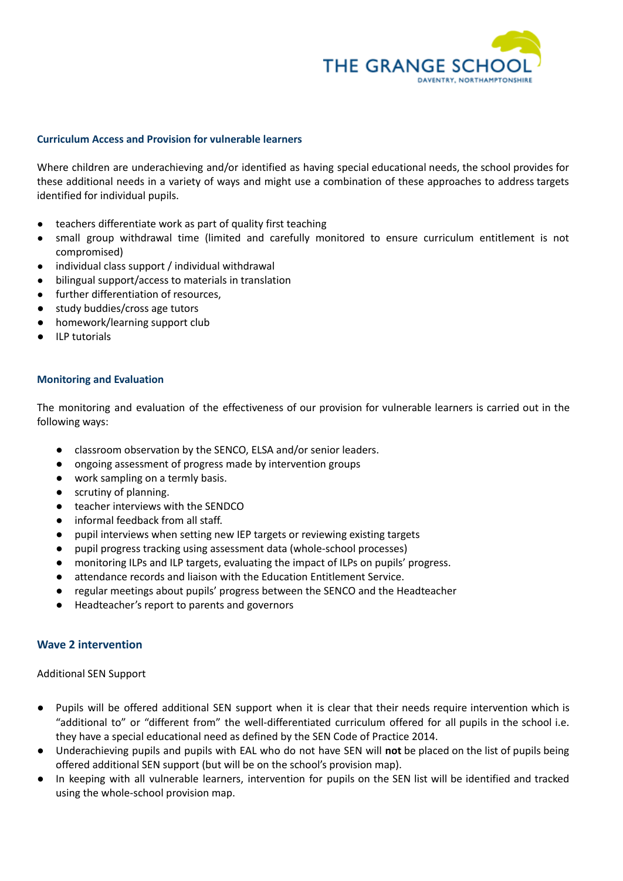### Curriculum Access and Provision for vulnerable learners

Where children are underachieving and/or identified as having special educational needs, the school provides for these additional needs in a variety of ways and might use a combination of these approaches to address targets identified for individual pupils.

- teachers differentiate work as part of quality first teaching
- small group withdrawal time (limited and carefully monitored to ensure curriculum entitlement is not compromised)
- individual class support / individual withdrawal
- bilingual support/access to materials in translation
- further differentiation of resources,
- study buddies/cross age tutors
- homework/learning support club
- ILP tutorials

### Monitoring and Evaluation

The monitoring and evaluation of the effectiveness of our provision for vulnerable learners is carried out in the following ways:

- classroom observation by the SENCO, ELSA and/or senior leaders.
- ongoing assessment of progress made by intervention groups
- work sampling on a termly basis.
- scrutiny of planning.
- teacher interviews with the SENDCO
- informal feedback from all staff.
- pupil interviews when setting new IEP targets or reviewing existing targets
- pupil progress tracking using assessment data (whole-school processes)
- monitoring ILPs and ILP targets, evaluating the impact of ILPs on pupils' progress.
- attendance records and liaison with the Education Entitlement Service.
- regular meetings about pupils' progress between the SENCO and the Headteacher
- Headteacher's report to parents and governors

## Wave 2 intervention

Additional SEN Support

- Pupils will be offered additional SEN support when it is clear that their needs require intervention which is "additional to" or "different from" the well-differentiated curriculum offered for all pupils in the school i.e. they have a special educational need as defined by the SEN Code of Practice 2014.
- Underachieving pupils and pupils with EAL who do not have SEN will **not** be placed on the list of pupils being offered additional SEN support (but will be on the school's provision map).
- In keeping with all vulnerable learners, intervention for pupils on the SEN list will be identified and tracked using the whole-school provision map.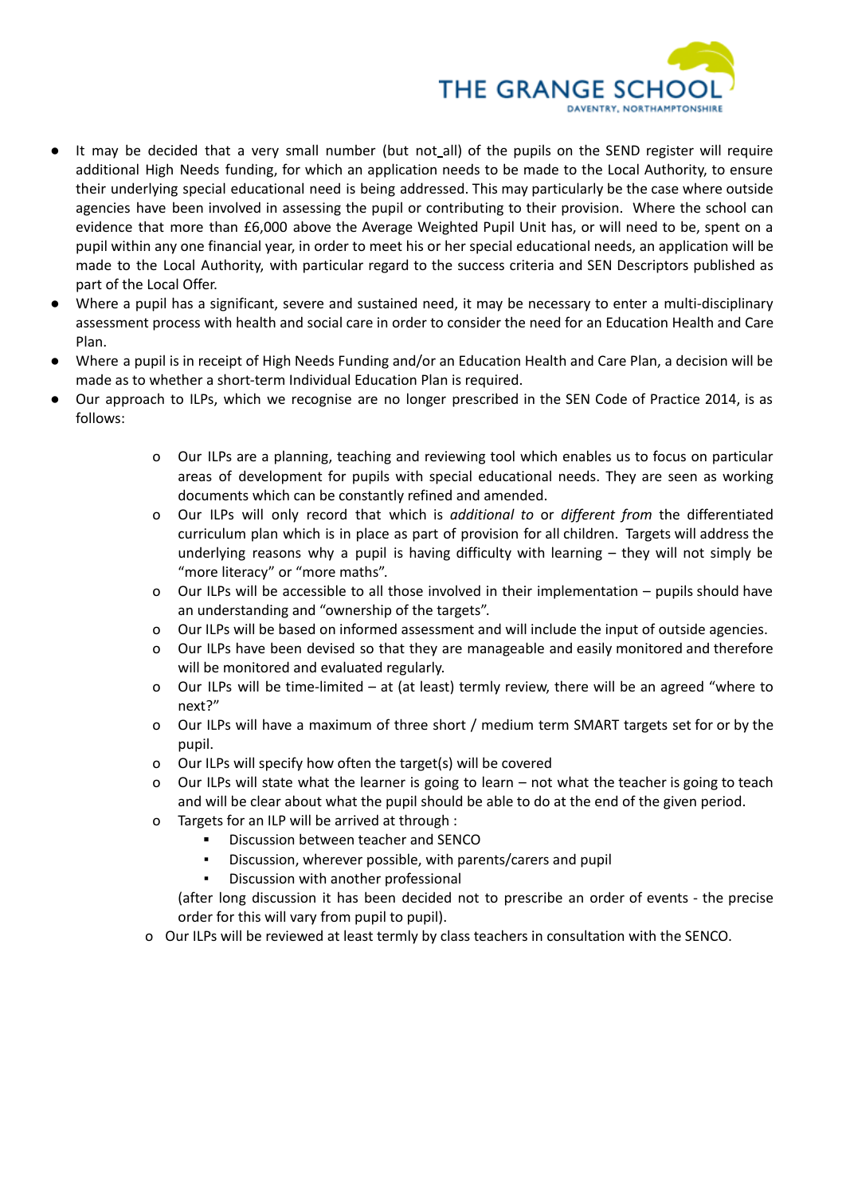- It may be decided that a very small number (but not all) of the pupils on the SEND register will require additional High Needs funding, for which an application needs to be made to the Local Authority, to ensure their underlying special educational need is being addressed. This may particularly be the case where outside agencies have been involved in assessing the pupil or contributing to their provision. Where the school can evidence that more than £6,000 above the Average Weighted Pupil Unit has, or will need to be, spent on a pupil within any one financial year, in order to meet his or her special educational needs, an application will be made to the Local Authority, with particular regard to the success criteria and SEN Descriptors published as part of the Local Offer.
- Where a pupil has a significant, severe and sustained need, it may be necessary to enter a multi-disciplinary assessment process with health and social care in order to consider the need for an Education Health and Care Plan.
- Where a pupil is in receipt of High Needs Funding and/or an Education Health and Care Plan, a decision will be made as to whether a short-term Individual Education Plan is required.
- Our approach to ILPs, which we recognise are no longer prescribed in the SEN Code of Practice 2014, is as follows:

    - Our ILPs are a planning, teaching and reviewing tool which enables us to focus on particular areas of development for pupils with special educational needs. They are seen as working documents which can be constantly refined and amended.
    - Our ILPs will only record that which is *additional to* or *different from* the differentiated curriculum plan which is in place as part of provision for all children. Targets will address the underlying reasons why a pupil is having difficulty with learning – they will not simply be "more literacy" or "more maths".
    - Our ILPs will be accessible to all those involved in their implementation – pupils should have an understanding and "ownership of the targets".
    - Our ILPs will be based on informed assessment and will include the input of outside agencies.
    - Our ILPs have been devised so that they are manageable and easily monitored and therefore will be monitored and evaluated regularly.
    - Our ILPs will be time-limited – at (at least) termly review, there will be an agreed "where to next?"
    - Our ILPs will have a maximum of three short / medium term SMART targets set for or by the pupil.
    - Our ILPs will specify how often the target(s) will be covered
    - Our ILPs will state what the learner is going to learn – not what the teacher is going to teach and will be clear about what the pupil should be able to do at the end of the given period.
    - Targets for an ILP will be arrived at through :
        - Discussion between teacher and SENCO
        - Discussion, wherever possible, with parents/carers and pupil
        - Discussion with another professional

      (after long discussion it has been decided not to prescribe an order of events - the precise order for this will vary from pupil to pupil).
    - Our ILPs will be reviewed at least termly by class teachers in consultation with the SENCO.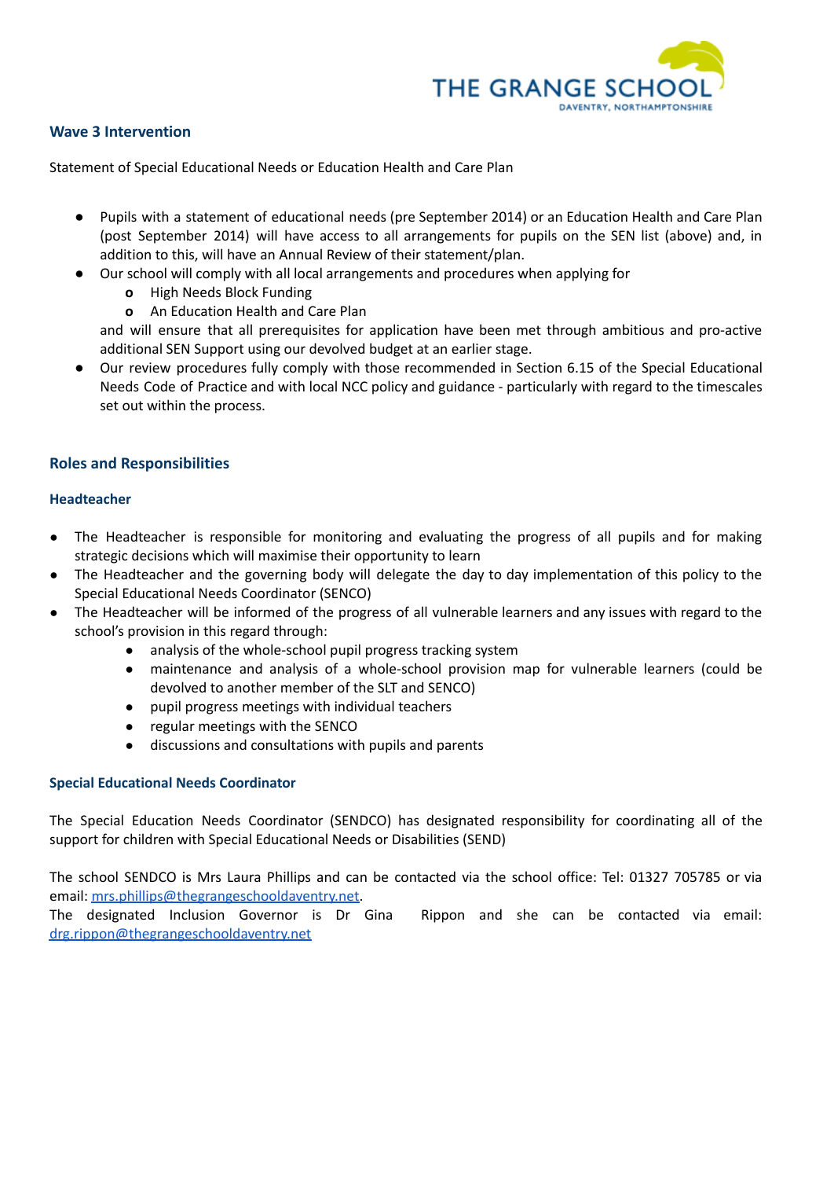## Wave 3 Intervention

Statement of Special Educational Needs or Education Health and Care Plan

- Pupils with a statement of educational needs (pre September 2014) or an Education Health and Care Plan (post September 2014) will have access to all arrangements for pupils on the SEN list (above) and, in addition to this, will have an Annual Review of their statement/plan.
- Our school will comply with all local arrangements and procedures when applying for
  - High Needs Block Funding
  - An Education Health and Care Plan

  and will ensure that all prerequisites for application have been met through ambitious and pro-active additional SEN Support using our devolved budget at an earlier stage.
- Our review procedures fully comply with those recommended in Section 6.15 of the Special Educational Needs Code of Practice and with local NCC policy and guidance - particularly with regard to the timescales set out within the process.

## Roles and Responsibilities

### Headteacher

- The Headteacher is responsible for monitoring and evaluating the progress of all pupils and for making strategic decisions which will maximise their opportunity to learn
- The Headteacher and the governing body will delegate the day to day implementation of this policy to the Special Educational Needs Coordinator (SENCO)
- The Headteacher will be informed of the progress of all vulnerable learners and any issues with regard to the school's provision in this regard through:
  - analysis of the whole-school pupil progress tracking system
  - maintenance and analysis of a whole-school provision map for vulnerable learners (could be devolved to another member of the SLT and SENCO)
  - pupil progress meetings with individual teachers
  - regular meetings with the SENCO
  - discussions and consultations with pupils and parents

### Special Educational Needs Coordinator

The Special Education Needs Coordinator (SENDCO) has designated responsibility for coordinating all of the support for children with Special Educational Needs or Disabilities (SEND)

The school SENDCO is Mrs Laura Phillips and can be contacted via the school office: Tel: 01327 705785 or via email: mrs.phillips@thegrangeschooldaventry.net.
The designated Inclusion Governor is Dr Gina Rippon and she can be contacted via email: drg.rippon@thegrangeschooldaventry.net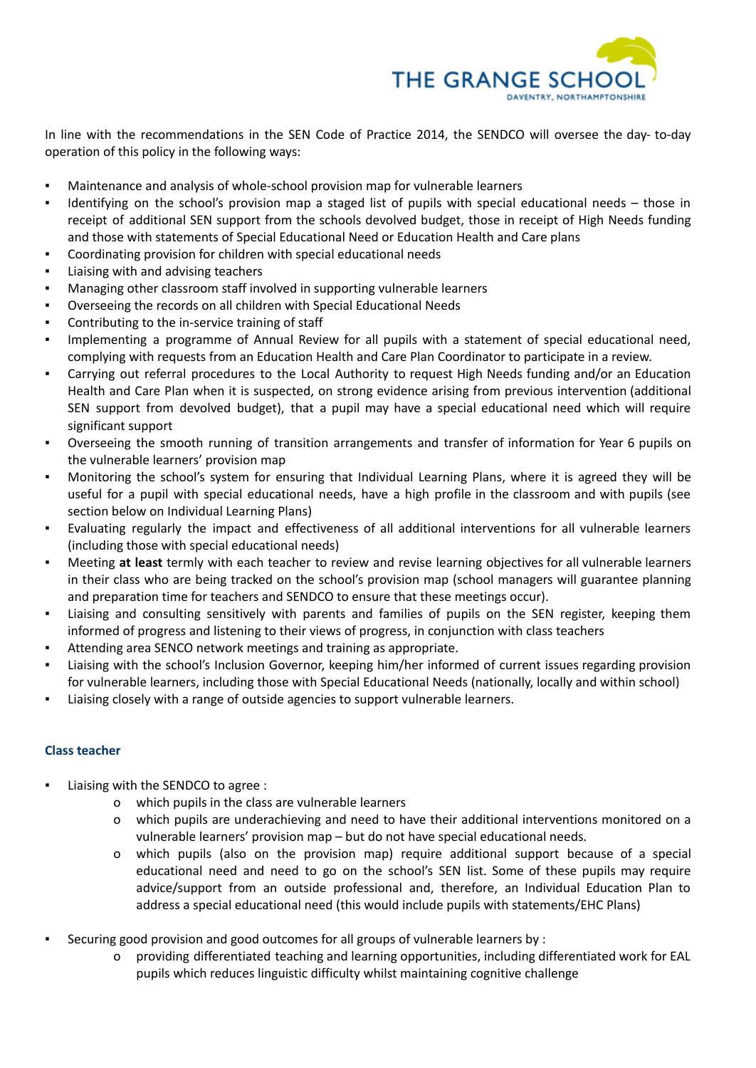In line with the recommendations in the SEN Code of Practice 2014, the SENDCO will oversee the day- to-day operation of this policy in the following ways:

- Maintenance and analysis of whole-school provision map for vulnerable learners
- Identifying on the school's provision map a staged list of pupils with special educational needs – those in receipt of additional SEN support from the schools devolved budget, those in receipt of High Needs funding and those with statements of Special Educational Need or Education Health and Care plans
- Coordinating provision for children with special educational needs
- Liaising with and advising teachers
- Managing other classroom staff involved in supporting vulnerable learners
- Overseeing the records on all children with Special Educational Needs
- Contributing to the in-service training of staff
- Implementing a programme of Annual Review for all pupils with a statement of special educational need, complying with requests from an Education Health and Care Plan Coordinator to participate in a review.
- Carrying out referral procedures to the Local Authority to request High Needs funding and/or an Education Health and Care Plan when it is suspected, on strong evidence arising from previous intervention (additional SEN support from devolved budget), that a pupil may have a special educational need which will require significant support
- Overseeing the smooth running of transition arrangements and transfer of information for Year 6 pupils on the vulnerable learners' provision map
- Monitoring the school's system for ensuring that Individual Learning Plans, where it is agreed they will be useful for a pupil with special educational needs, have a high profile in the classroom and with pupils (see section below on Individual Learning Plans)
- Evaluating regularly the impact and effectiveness of all additional interventions for all vulnerable learners (including those with special educational needs)
- Meeting **at least** termly with each teacher to review and revise learning objectives for all vulnerable learners in their class who are being tracked on the school's provision map (school managers will guarantee planning and preparation time for teachers and SENDCO to ensure that these meetings occur).
- Liaising and consulting sensitively with parents and families of pupils on the SEN register, keeping them informed of progress and listening to their views of progress, in conjunction with class teachers
- Attending area SENCO network meetings and training as appropriate.
- Liaising with the school's Inclusion Governor, keeping him/her informed of current issues regarding provision for vulnerable learners, including those with Special Educational Needs (nationally, locally and within school)
- Liaising closely with a range of outside agencies to support vulnerable learners.

### Class teacher

- Liaising with the SENDCO to agree :
  - which pupils in the class are vulnerable learners
  - which pupils are underachieving and need to have their additional interventions monitored on a vulnerable learners' provision map – but do not have special educational needs.
  - which pupils (also on the provision map) require additional support because of a special educational need and need to go on the school's SEN list. Some of these pupils may require advice/support from an outside professional and, therefore, an Individual Education Plan to address a special educational need (this would include pupils with statements/EHC Plans)

- Securing good provision and good outcomes for all groups of vulnerable learners by :
  - providing differentiated teaching and learning opportunities, including differentiated work for EAL pupils which reduces linguistic difficulty whilst maintaining cognitive challenge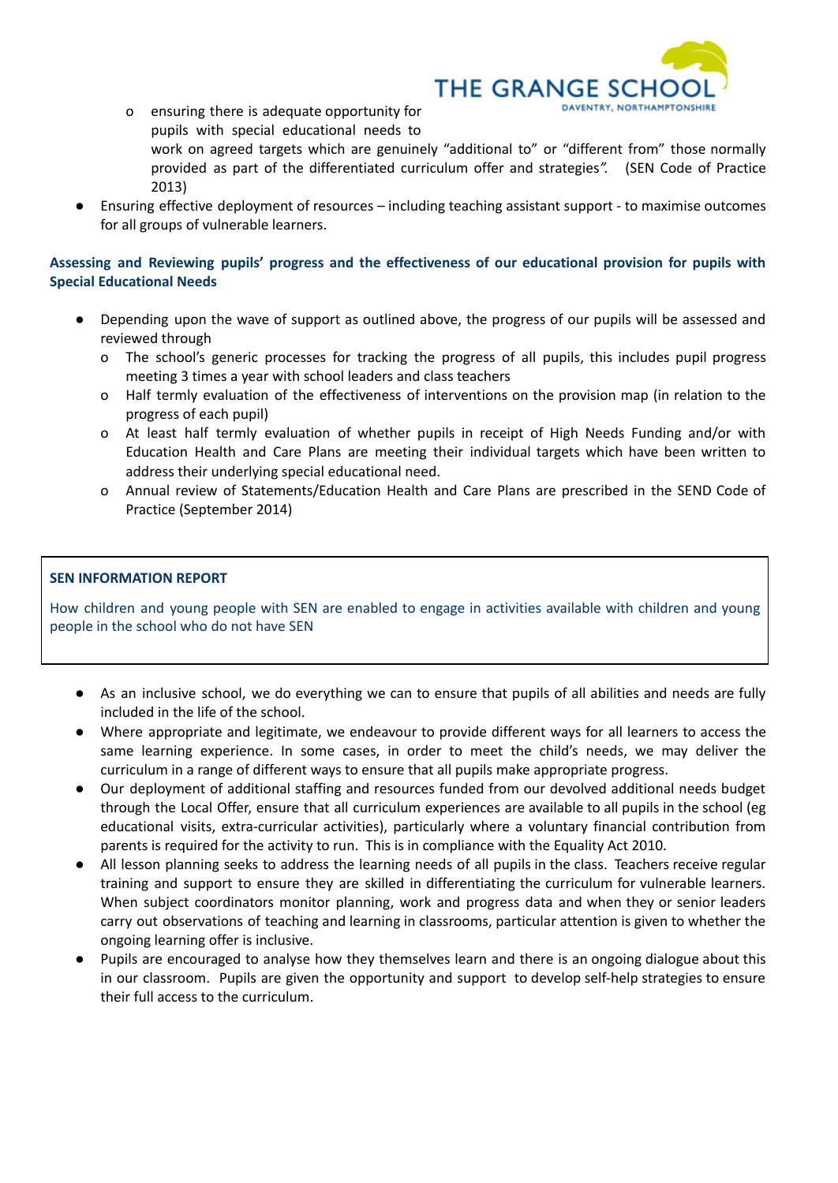- o ensuring there is adequate opportunity for pupils with special educational needs to work on agreed targets which are genuinely "additional to" or "different from" those normally provided as part of the differentiated curriculum offer and strategies*"*. (SEN Code of Practice 2013)
- Ensuring effective deployment of resources – including teaching assistant support - to maximise outcomes for all groups of vulnerable learners.

**Assessing and Reviewing pupils' progress and the effectiveness of our educational provision for pupils with Special Educational Needs**

- Depending upon the wave of support as outlined above, the progress of our pupils will be assessed and reviewed through
  - o The school's generic processes for tracking the progress of all pupils, this includes pupil progress meeting 3 times a year with school leaders and class teachers
  - o Half termly evaluation of the effectiveness of interventions on the provision map (in relation to the progress of each pupil)
  - o At least half termly evaluation of whether pupils in receipt of High Needs Funding and/or with Education Health and Care Plans are meeting their individual targets which have been written to address their underlying special educational need.
  - o Annual review of Statements/Education Health and Care Plans are prescribed in the SEND Code of Practice (September 2014)

**SEN INFORMATION REPORT**

How children and young people with SEN are enabled to engage in activities available with children and young people in the school who do not have SEN

- As an inclusive school, we do everything we can to ensure that pupils of all abilities and needs are fully included in the life of the school.
- Where appropriate and legitimate, we endeavour to provide different ways for all learners to access the same learning experience. In some cases, in order to meet the child's needs, we may deliver the curriculum in a range of different ways to ensure that all pupils make appropriate progress.
- Our deployment of additional staffing and resources funded from our devolved additional needs budget through the Local Offer, ensure that all curriculum experiences are available to all pupils in the school (eg educational visits, extra-curricular activities), particularly where a voluntary financial contribution from parents is required for the activity to run. This is in compliance with the Equality Act 2010.
- All lesson planning seeks to address the learning needs of all pupils in the class. Teachers receive regular training and support to ensure they are skilled in differentiating the curriculum for vulnerable learners. When subject coordinators monitor planning, work and progress data and when they or senior leaders carry out observations of teaching and learning in classrooms, particular attention is given to whether the ongoing learning offer is inclusive.
- Pupils are encouraged to analyse how they themselves learn and there is an ongoing dialogue about this in our classroom. Pupils are given the opportunity and support to develop self-help strategies to ensure their full access to the curriculum.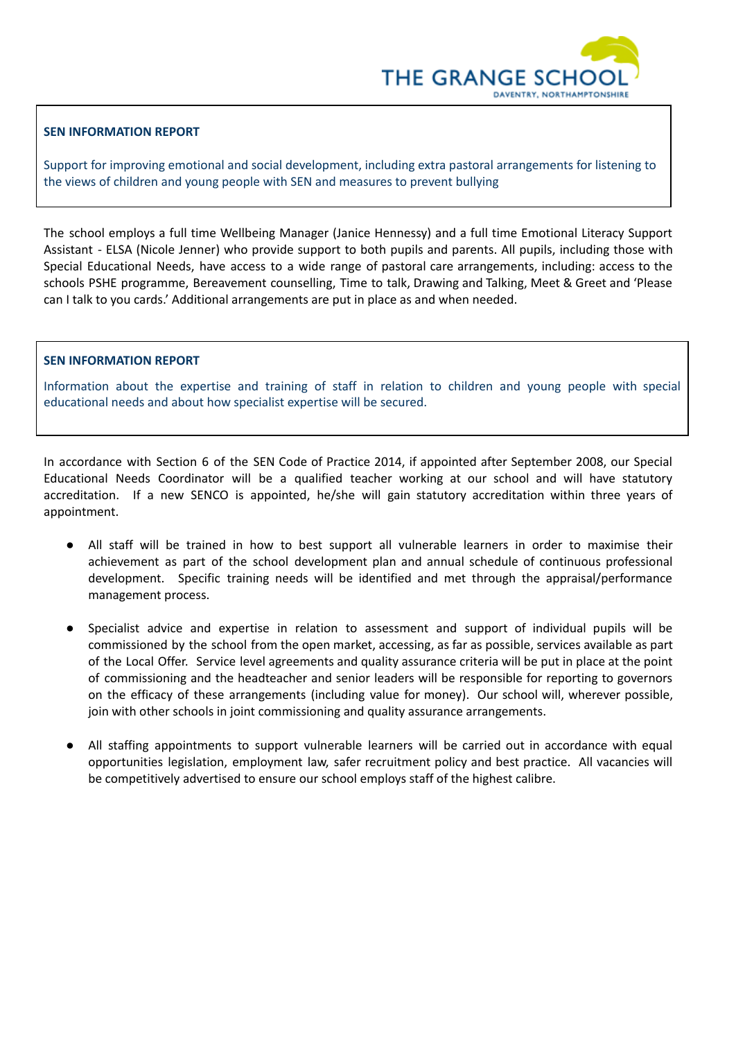**SEN INFORMATION REPORT**

Support for improving emotional and social development, including extra pastoral arrangements for listening to the views of children and young people with SEN and measures to prevent bullying

The school employs a full time Wellbeing Manager (Janice Hennessy) and a full time Emotional Literacy Support Assistant - ELSA (Nicole Jenner) who provide support to both pupils and parents. All pupils, including those with Special Educational Needs, have access to a wide range of pastoral care arrangements, including: access to the schools PSHE programme, Bereavement counselling, Time to talk, Drawing and Talking, Meet & Greet and 'Please can I talk to you cards.' Additional arrangements are put in place as and when needed.

**SEN INFORMATION REPORT**

Information about the expertise and training of staff in relation to children and young people with special educational needs and about how specialist expertise will be secured.

In accordance with Section 6 of the SEN Code of Practice 2014, if appointed after September 2008, our Special Educational Needs Coordinator will be a qualified teacher working at our school and will have statutory accreditation. If a new SENCO is appointed, he/she will gain statutory accreditation within three years of appointment.

- All staff will be trained in how to best support all vulnerable learners in order to maximise their achievement as part of the school development plan and annual schedule of continuous professional development. Specific training needs will be identified and met through the appraisal/performance management process.

- Specialist advice and expertise in relation to assessment and support of individual pupils will be commissioned by the school from the open market, accessing, as far as possible, services available as part of the Local Offer. Service level agreements and quality assurance criteria will be put in place at the point of commissioning and the headteacher and senior leaders will be responsible for reporting to governors on the efficacy of these arrangements (including value for money). Our school will, wherever possible, join with other schools in joint commissioning and quality assurance arrangements.

- All staffing appointments to support vulnerable learners will be carried out in accordance with equal opportunities legislation, employment law, safer recruitment policy and best practice. All vacancies will be competitively advertised to ensure our school employs staff of the highest calibre.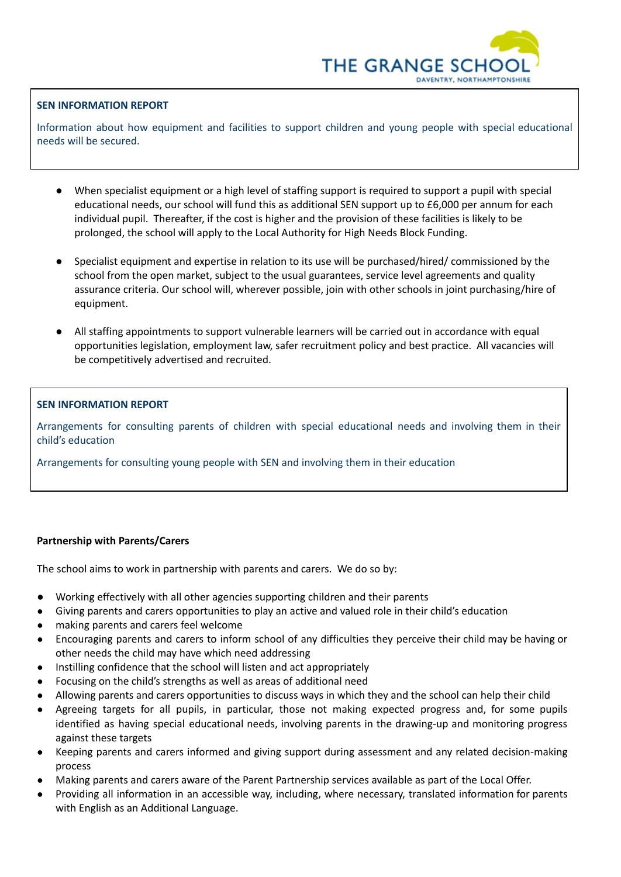**SEN INFORMATION REPORT**

Information about how equipment and facilities to support children and young people with special educational needs will be secured.

- When specialist equipment or a high level of staffing support is required to support a pupil with special educational needs, our school will fund this as additional SEN support up to £6,000 per annum for each individual pupil. Thereafter, if the cost is higher and the provision of these facilities is likely to be prolonged, the school will apply to the Local Authority for High Needs Block Funding.
- Specialist equipment and expertise in relation to its use will be purchased/hired/ commissioned by the school from the open market, subject to the usual guarantees, service level agreements and quality assurance criteria. Our school will, wherever possible, join with other schools in joint purchasing/hire of equipment.
- All staffing appointments to support vulnerable learners will be carried out in accordance with equal opportunities legislation, employment law, safer recruitment policy and best practice. All vacancies will be competitively advertised and recruited.

**SEN INFORMATION REPORT**

Arrangements for consulting parents of children with special educational needs and involving them in their child's education

Arrangements for consulting young people with SEN and involving them in their education

**Partnership with Parents/Carers**

The school aims to work in partnership with parents and carers. We do so by:

- Working effectively with all other agencies supporting children and their parents
- Giving parents and carers opportunities to play an active and valued role in their child's education
- making parents and carers feel welcome
- Encouraging parents and carers to inform school of any difficulties they perceive their child may be having or other needs the child may have which need addressing
- Instilling confidence that the school will listen and act appropriately
- Focusing on the child's strengths as well as areas of additional need
- Allowing parents and carers opportunities to discuss ways in which they and the school can help their child
- Agreeing targets for all pupils, in particular, those not making expected progress and, for some pupils identified as having special educational needs, involving parents in the drawing-up and monitoring progress against these targets
- Keeping parents and carers informed and giving support during assessment and any related decision-making process
- Making parents and carers aware of the Parent Partnership services available as part of the Local Offer.
- Providing all information in an accessible way, including, where necessary, translated information for parents with English as an Additional Language.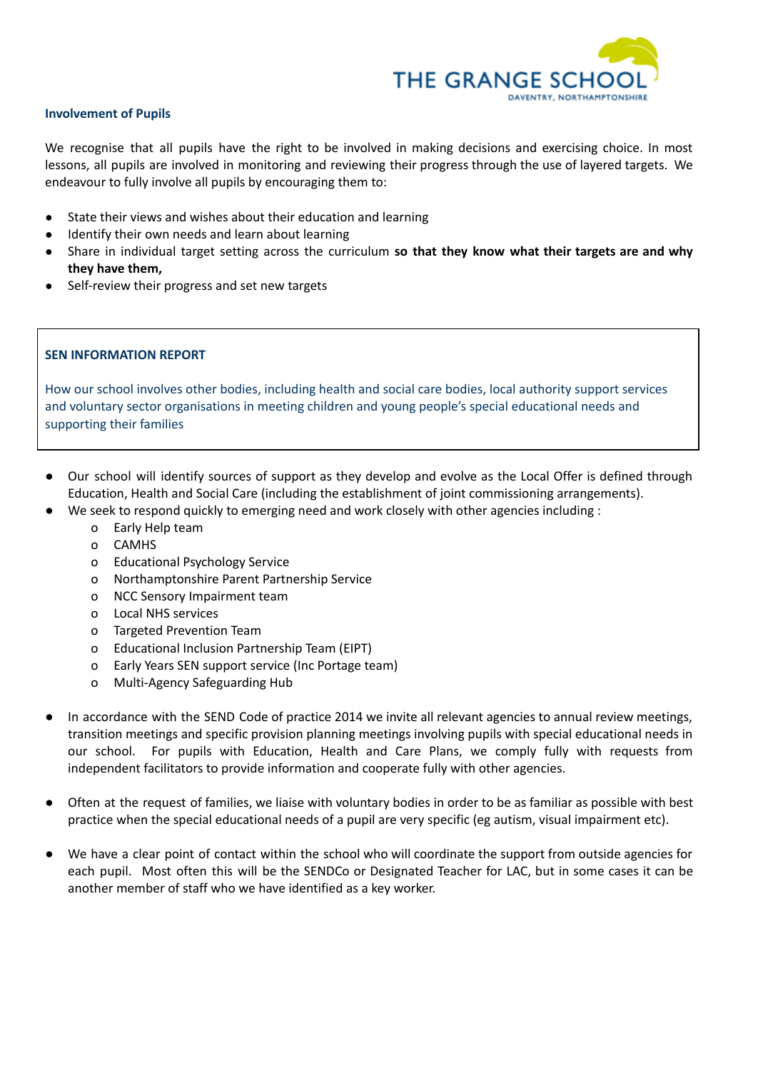### Involvement of Pupils

We recognise that all pupils have the right to be involved in making decisions and exercising choice. In most lessons, all pupils are involved in monitoring and reviewing their progress through the use of layered targets. We endeavour to fully involve all pupils by encouraging them to:

- State their views and wishes about their education and learning
- Identify their own needs and learn about learning
- Share in individual target setting across the curriculum **so that they know what their targets are and why they have them,**
- Self-review their progress and set new targets

### SEN INFORMATION REPORT

How our school involves other bodies, including health and social care bodies, local authority support services and voluntary sector organisations in meeting children and young people's special educational needs and supporting their families

- Our school will identify sources of support as they develop and evolve as the Local Offer is defined through Education, Health and Social Care (including the establishment of joint commissioning arrangements).
- We seek to respond quickly to emerging need and work closely with other agencies including :
  - Early Help team
  - CAMHS
  - Educational Psychology Service
  - Northamptonshire Parent Partnership Service
  - NCC Sensory Impairment team
  - Local NHS services
  - Targeted Prevention Team
  - Educational Inclusion Partnership Team (EIPT)
  - Early Years SEN support service (Inc Portage team)
  - Multi-Agency Safeguarding Hub

- In accordance with the SEND Code of practice 2014 we invite all relevant agencies to annual review meetings, transition meetings and specific provision planning meetings involving pupils with special educational needs in our school. For pupils with Education, Health and Care Plans, we comply fully with requests from independent facilitators to provide information and cooperate fully with other agencies.

- Often at the request of families, we liaise with voluntary bodies in order to be as familiar as possible with best practice when the special educational needs of a pupil are very specific (eg autism, visual impairment etc).

- We have a clear point of contact within the school who will coordinate the support from outside agencies for each pupil. Most often this will be the SENDCo or Designated Teacher for LAC, but in some cases it can be another member of staff who we have identified as a key worker.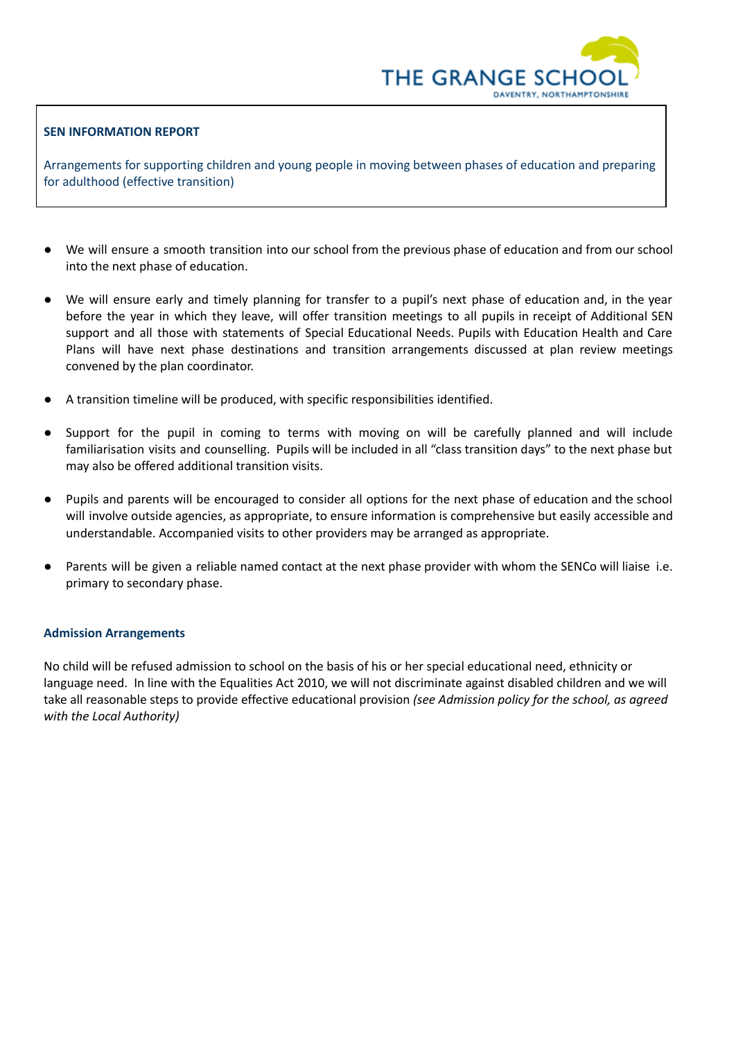**SEN INFORMATION REPORT**

Arrangements for supporting children and young people in moving between phases of education and preparing for adulthood (effective transition)

- We will ensure a smooth transition into our school from the previous phase of education and from our school into the next phase of education.
- We will ensure early and timely planning for transfer to a pupil's next phase of education and, in the year before the year in which they leave, will offer transition meetings to all pupils in receipt of Additional SEN support and all those with statements of Special Educational Needs. Pupils with Education Health and Care Plans will have next phase destinations and transition arrangements discussed at plan review meetings convened by the plan coordinator.
- A transition timeline will be produced, with specific responsibilities identified.
- Support for the pupil in coming to terms with moving on will be carefully planned and will include familiarisation visits and counselling. Pupils will be included in all "class transition days" to the next phase but may also be offered additional transition visits.
- Pupils and parents will be encouraged to consider all options for the next phase of education and the school will involve outside agencies, as appropriate, to ensure information is comprehensive but easily accessible and understandable. Accompanied visits to other providers may be arranged as appropriate.
- Parents will be given a reliable named contact at the next phase provider with whom the SENCo will liaise i.e. primary to secondary phase.

**Admission Arrangements**

No child will be refused admission to school on the basis of his or her special educational need, ethnicity or language need. In line with the Equalities Act 2010, we will not discriminate against disabled children and we will take all reasonable steps to provide effective educational provision *(see Admission policy for the school, as agreed with the Local Authority)*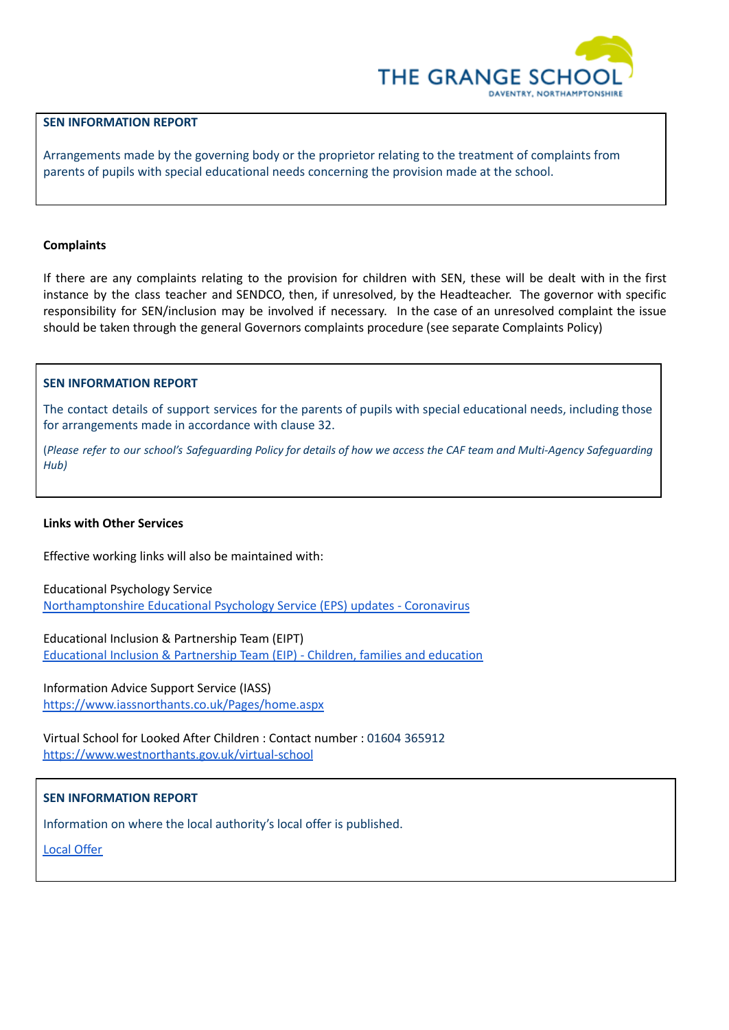**SEN INFORMATION REPORT**

Arrangements made by the governing body or the proprietor relating to the treatment of complaints from parents of pupils with special educational needs concerning the provision made at the school.

**Complaints**

If there are any complaints relating to the provision for children with SEN, these will be dealt with in the first instance by the class teacher and SENDCO, then, if unresolved, by the Headteacher. The governor with specific responsibility for SEN/inclusion may be involved if necessary. In the case of an unresolved complaint the issue should be taken through the general Governors complaints procedure (see separate Complaints Policy)

**SEN INFORMATION REPORT**

The contact details of support services for the parents of pupils with special educational needs, including those for arrangements made in accordance with clause 32.

(*Please refer to our school's Safeguarding Policy for details of how we access the CAF team and Multi-Agency Safeguarding Hub)*

**Links with Other Services**

Effective working links will also be maintained with:

Educational Psychology Service
Northamptonshire Educational Psychology Service (EPS) updates - Coronavirus

Educational Inclusion & Partnership Team (EIPT)
Educational Inclusion & Partnership Team (EIP) - Children, families and education

Information Advice Support Service (IASS)
https://www.iassnorthants.co.uk/Pages/home.aspx

Virtual School for Looked After Children : Contact number : 01604 365912
https://www.westnorthants.gov.uk/virtual-school

**SEN INFORMATION REPORT**

Information on where the local authority's local offer is published.

Local Offer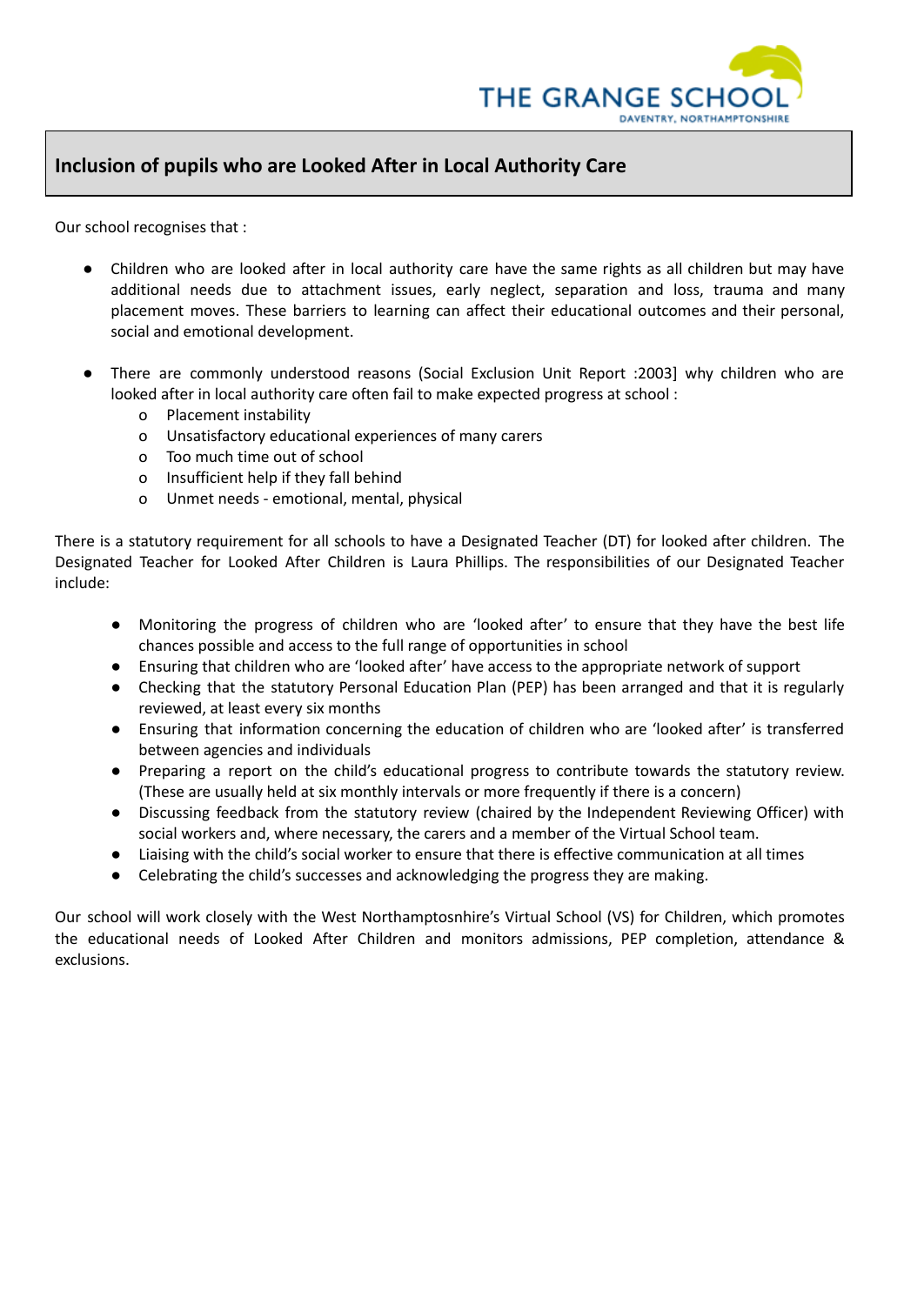## Inclusion of pupils who are Looked After in Local Authority Care

Our school recognises that :

- Children who are looked after in local authority care have the same rights as all children but may have additional needs due to attachment issues, early neglect, separation and loss, trauma and many placement moves. These barriers to learning can affect their educational outcomes and their personal, social and emotional development.

- There are commonly understood reasons (Social Exclusion Unit Report :2003] why children who are looked after in local authority care often fail to make expected progress at school :
  - Placement instability
  - Unsatisfactory educational experiences of many carers
  - Too much time out of school
  - Insufficient help if they fall behind
  - Unmet needs - emotional, mental, physical

There is a statutory requirement for all schools to have a Designated Teacher (DT) for looked after children. The Designated Teacher for Looked After Children is Laura Phillips. The responsibilities of our Designated Teacher include:

- Monitoring the progress of children who are 'looked after' to ensure that they have the best life chances possible and access to the full range of opportunities in school
- Ensuring that children who are 'looked after' have access to the appropriate network of support
- Checking that the statutory Personal Education Plan (PEP) has been arranged and that it is regularly reviewed, at least every six months
- Ensuring that information concerning the education of children who are 'looked after' is transferred between agencies and individuals
- Preparing a report on the child's educational progress to contribute towards the statutory review. (These are usually held at six monthly intervals or more frequently if there is a concern)
- Discussing feedback from the statutory review (chaired by the Independent Reviewing Officer) with social workers and, where necessary, the carers and a member of the Virtual School team.
- Liaising with the child's social worker to ensure that there is effective communication at all times
- Celebrating the child's successes and acknowledging the progress they are making.

Our school will work closely with the West Northamptosnhire's Virtual School (VS) for Children, which promotes the educational needs of Looked After Children and monitors admissions, PEP completion, attendance & exclusions.